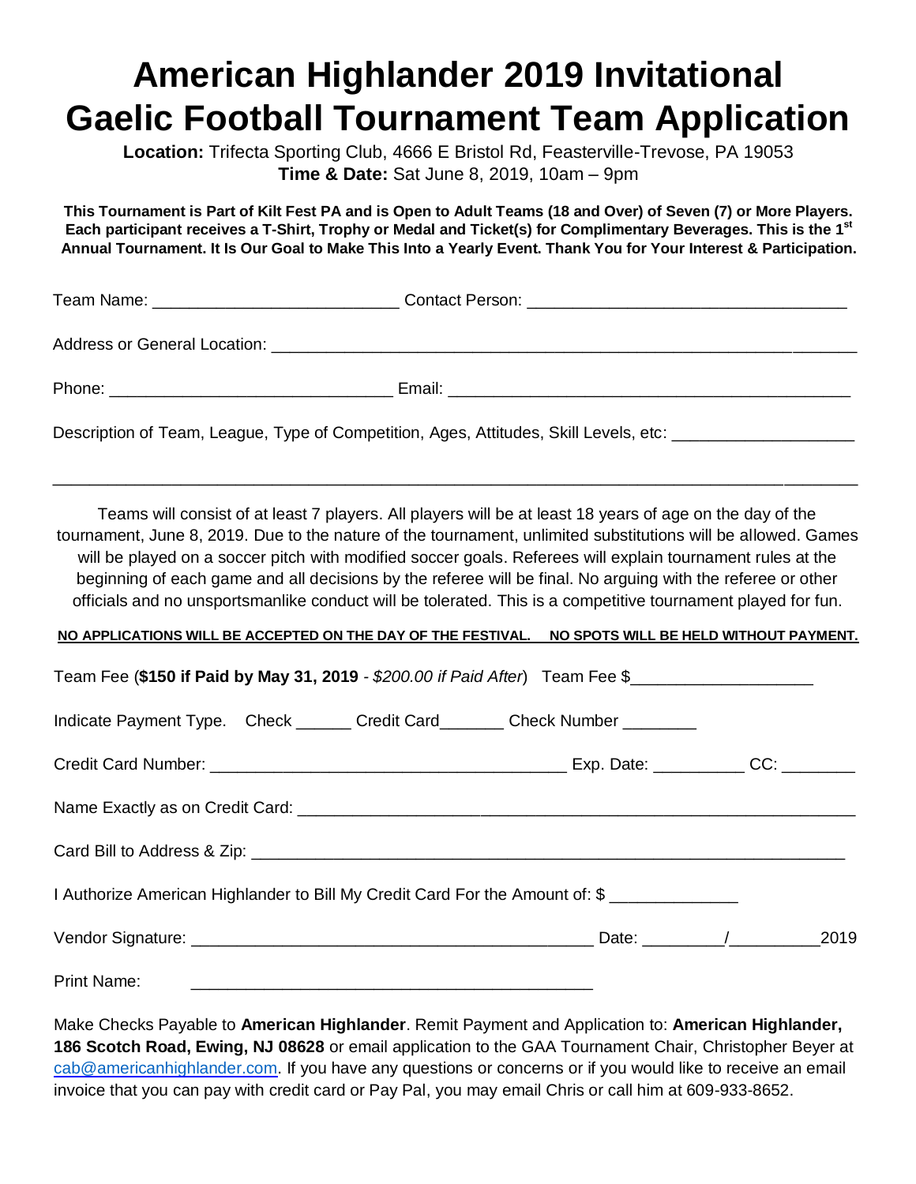# American Highlander 2019 Invitational Gaelic Football Tournament Team Application

**Location:** Trifecta Sporting Club, 4666 E Bristol Rd, Feasterville-Trevose, PA 19053
**Time & Date:** Sat June 8, 2019, 10am – 9pm

**This Tournament is Part of Kilt Fest PA and is Open to Adult Teams (18 and Over) of Seven (7) or More Players. Each participant receives a T-Shirt, Trophy or Medal and Ticket(s) for Complimentary Beverages. This is the 1st Annual Tournament. It Is Our Goal to Make This Into a Yearly Event. Thank You for Your Interest & Participation.**

Team Name: __________________________ Contact Person: __________________________________

Address or General Location: ______________________________________________________________

Phone: ______________________________ Email: __________________________________________

Description of Team, League, Type of Competition, Ages, Attitudes, Skill Levels, etc: ___________________

______________________________________________________________________________________

Teams will consist of at least 7 players. All players will be at least 18 years of age on the day of the tournament, June 8, 2019. Due to the nature of the tournament, unlimited substitutions will be allowed. Games will be played on a soccer pitch with modified soccer goals. Referees will explain tournament rules at the beginning of each game and all decisions by the referee will be final. No arguing with the referee or other officials and no unsportsmanlike conduct will be tolerated. This is a competitive tournament played for fun.

**NO APPLICATIONS WILL BE ACCEPTED ON THE DAY OF THE FESTIVAL. NO SPOTS WILL BE HELD WITHOUT PAYMENT.**

Team Fee (**$150 if Paid by May 31, 2019** - *$200.00 if Paid After*) Team Fee $___________________

Indicate Payment Type. Check ______ Credit Card_______ Check Number ________

Credit Card Number: ______________________________________ Exp. Date: __________ CC: ________

Name Exactly as on Credit Card: _____________________________________________________________

Card Bill to Address & Zip: _________________________________________________________________

I Authorize American Highlander to Bill My Credit Card For the Amount of: $ _____________

Vendor Signature: ___________________________________________ Date: ________/_________2019

Print Name: ___________________________________________

Make Checks Payable to **American Highlander**. Remit Payment and Application to: **American Highlander, 186 Scotch Road, Ewing, NJ 08628** or email application to the GAA Tournament Chair, Christopher Beyer at cab@americanhighlander.com. If you have any questions or concerns or if you would like to receive an email invoice that you can pay with credit card or Pay Pal, you may email Chris or call him at 609-933-8652.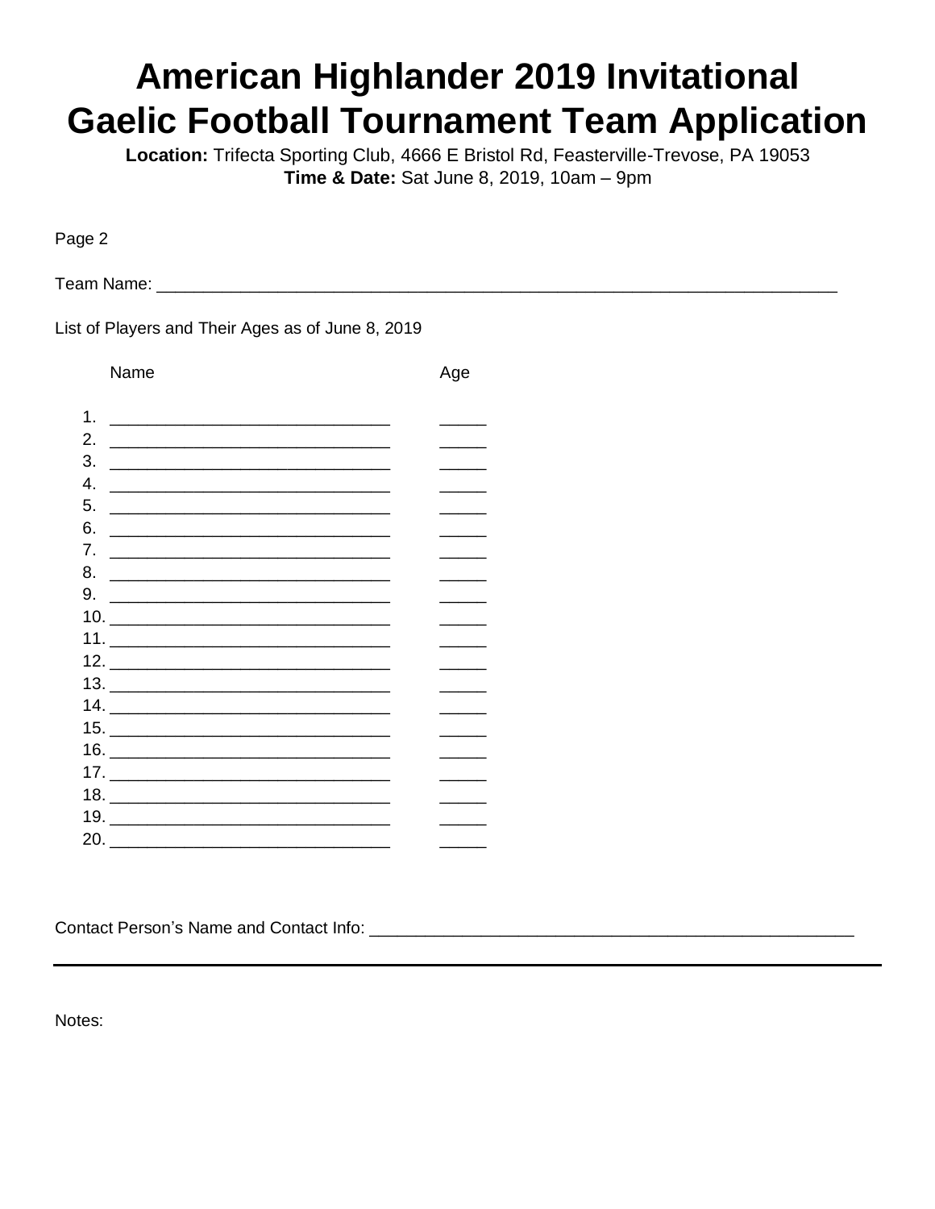# American Highlander 2019 Invitational Gaelic Football Tournament Team Application

**Location:** Trifecta Sporting Club, 4666 E Bristol Rd, Feasterville-Trevose, PA 19053
**Time & Date:** Sat June 8, 2019, 10am – 9pm

Page 2

Team Name: ___________________________________________________________________________

List of Players and Their Ages as of June 8, 2019

| | Name | Age |
|---|---|---|
| 1. | ______________________________ | _____ |
| 2. | ______________________________ | _____ |
| 3. | ______________________________ | _____ |
| 4. | ______________________________ | _____ |
| 5. | ______________________________ | _____ |
| 6. | ______________________________ | _____ |
| 7. | ______________________________ | _____ |
| 8. | ______________________________ | _____ |
| 9. | ______________________________ | _____ |
| 10. | ______________________________ | _____ |
| 11. | ______________________________ | _____ |
| 12. | ______________________________ | _____ |
| 13. | ______________________________ | _____ |
| 14. | ______________________________ | _____ |
| 15. | ______________________________ | _____ |
| 16. | ______________________________ | _____ |
| 17. | ______________________________ | _____ |
| 18. | ______________________________ | _____ |
| 19. | ______________________________ | _____ |
| 20. | ______________________________ | _____ |

Contact Person's Name and Contact Info: ______________________________________________________

---

Notes: